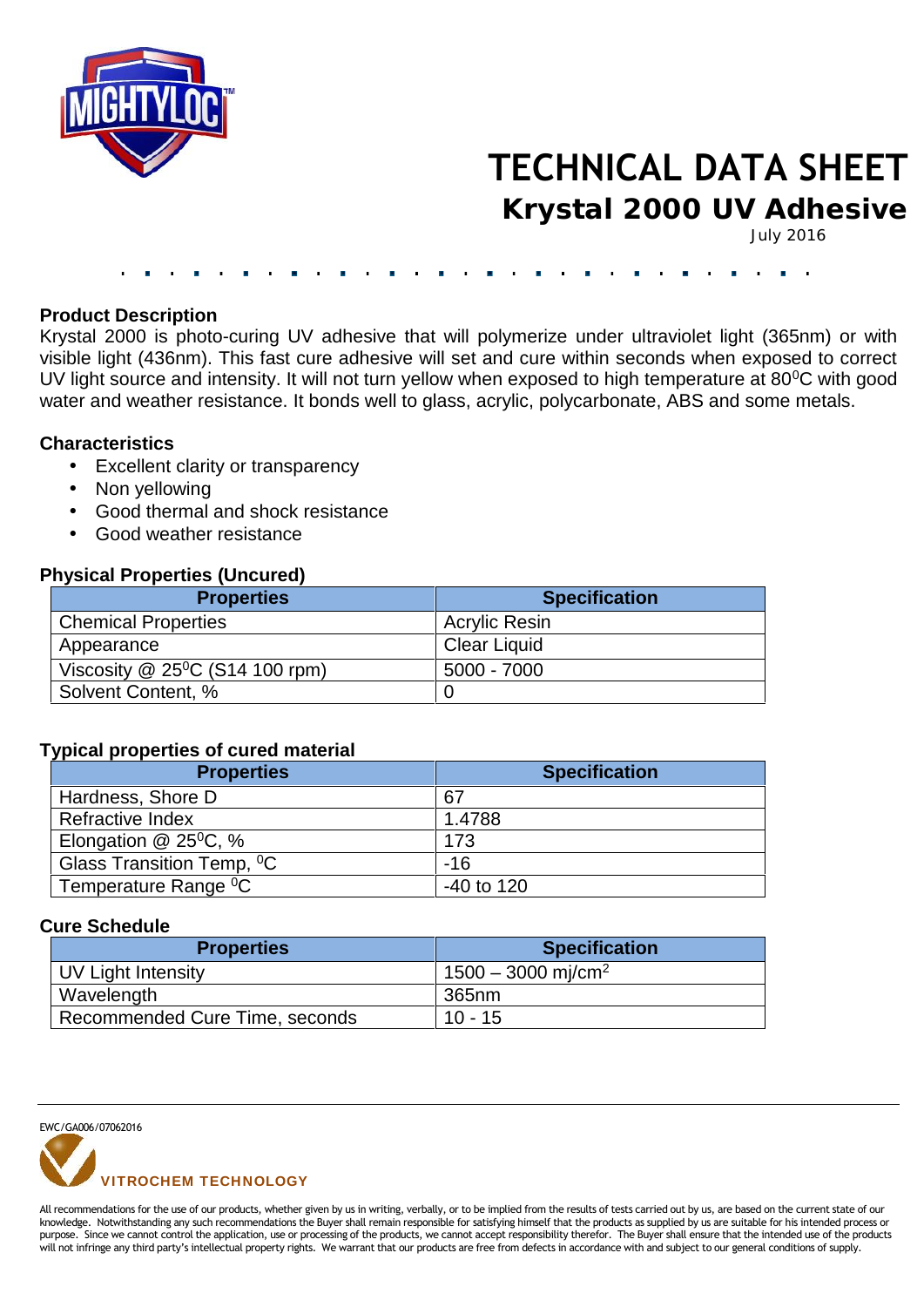# TECHNICAL DATA SHEET

## Krystal 2000 UV Adhesive

July 2016

### Product Description

Krystal 2000 is photo-curing UV adhesive that will polymerize under ultraviolet light (365nm) or with visible light (436nm). This fast cure adhesive will set and cure within seconds when exposed to correct UV light source and intensity. It will not turn yellow when exposed to high temperature at $80^0$C with good water and weather resistance. It bonds well to glass, acrylic, polycarbonate, ABS and some metals.

### Characteristics

- Excellent clarity or transparency
- Non yellowing
- Good thermal and shock resistance
- Good weather resistance

### Physical Properties (Uncured)

| Properties | Specification |
|---|---|
| Chemical Properties | Acrylic Resin |
| Appearance | Clear Liquid |
| Viscosity @ $25^0$C (S14 100 rpm) | 5000 - 7000 |
| Solvent Content, % | 0 |

### Typical properties of cured material

| Properties | Specification |
|---|---|
| Hardness, Shore D | 67 |
| Refractive Index | 1.4788 |
| Elongation @ $25^0$C, % | 173 |
| Glass Transition Temp, $^0$C | -16 |
| Temperature Range $^0$C | -40 to 120 |

### Cure Schedule

| Properties | Specification |
|---|---|
| UV Light Intensity | 1500 – 3000 mj/cm$^2$ |
| Wavelength | 365nm |
| Recommended Cure Time, seconds | 10 - 15 |

EWC/GA006/07062016

VITROCHEM TECHNOLOGY

All recommendations for the use of our products, whether given by us in writing, verbally, or to be implied from the results of tests carried out by us, are based on the current state of our knowledge. Notwithstanding any such recommendations the Buyer shall remain responsible for satisfying himself that the products as supplied by us are suitable for his intended process or purpose. Since we cannot control the application, use or processing of the products, we cannot accept responsibility therefor. The Buyer shall ensure that the intended use of the products will not infringe any third party's intellectual property rights. We warrant that our products are free from defects in accordance with and subject to our general conditions of supply.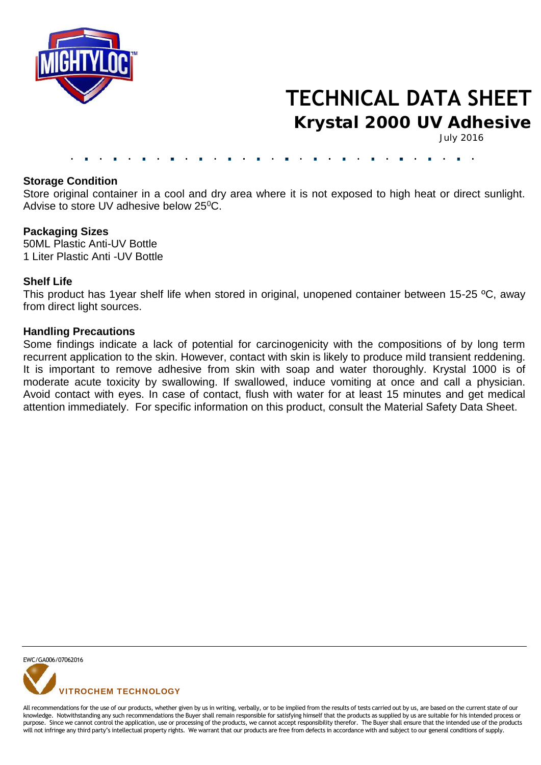# TECHNICAL DATA SHEET

## Krystal 2000 UV Adhesive

July 2016

### Storage Condition

Store original container in a cool and dry area where it is not exposed to high heat or direct sunlight. Advise to store UV adhesive below 25$^0$C.

### Packaging Sizes

50ML Plastic Anti-UV Bottle
1 Liter Plastic Anti -UV Bottle

### Shelf Life

This product has 1year shelf life when stored in original, unopened container between 15-25 ºC, away from direct light sources.

### Handling Precautions

Some findings indicate a lack of potential for carcinogenicity with the compositions of by long term recurrent application to the skin. However, contact with skin is likely to produce mild transient reddening. It is important to remove adhesive from skin with soap and water thoroughly. Krystal 1000 is of moderate acute toxicity by swallowing. If swallowed, induce vomiting at once and call a physician. Avoid contact with eyes. In case of contact, flush with water for at least 15 minutes and get medical attention immediately. For specific information on this product, consult the Material Safety Data Sheet.

EWC/GA006/07062016

VITROCHEM TECHNOLOGY

All recommendations for the use of our products, whether given by us in writing, verbally, or to be implied from the results of tests carried out by us, are based on the current state of our knowledge. Notwithstanding any such recommendations the Buyer shall remain responsible for satisfying himself that the products as supplied by us are suitable for his intended process or purpose. Since we cannot control the application, use or processing of the products, we cannot accept responsibility therefor. The Buyer shall ensure that the intended use of the products will not infringe any third party's intellectual property rights. We warrant that our products are free from defects in accordance with and subject to our general conditions of supply.